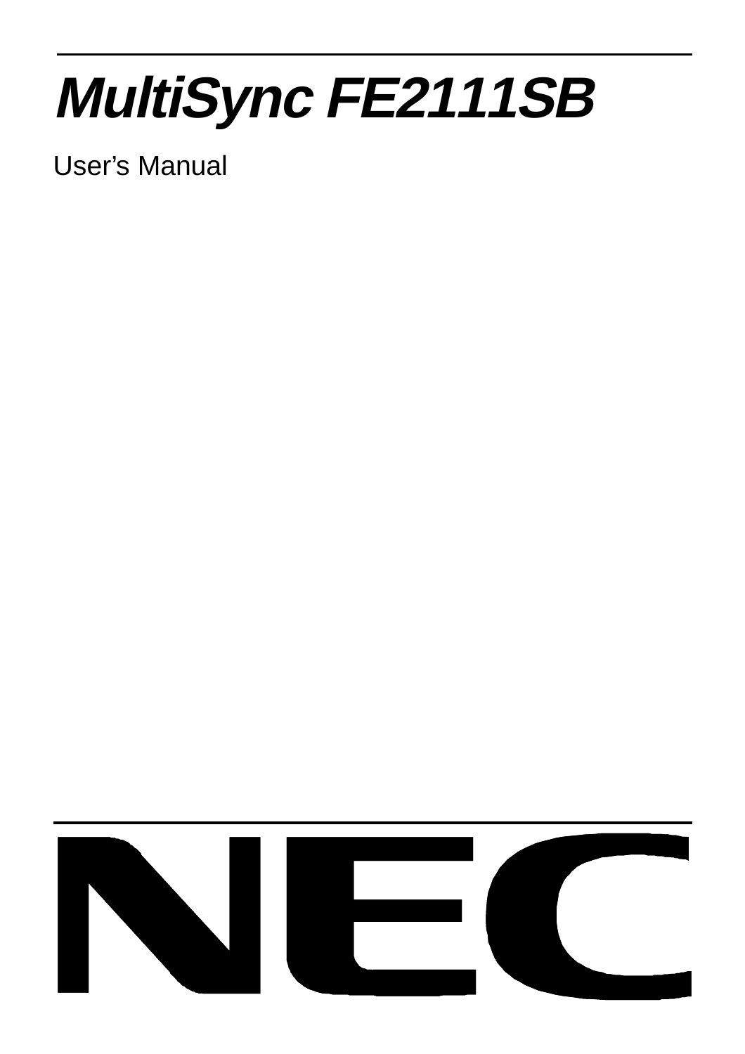# *MultiSync FE2111SB*

User’s Manual

NEC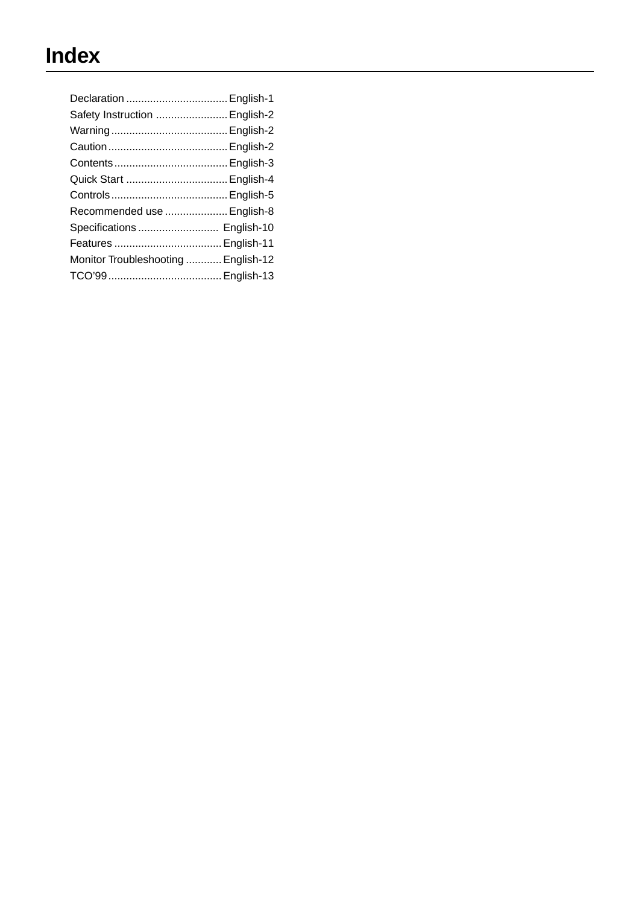# Index

| | |
|---|---|
| Declaration | English-1 |
| Safety Instruction | English-2 |
| Warning | English-2 |
| Caution | English-2 |
| Contents | English-3 |
| Quick Start | English-4 |
| Controls | English-5 |
| Recommended use | English-8 |
| Specifications | English-10 |
| Features | English-11 |
| Monitor Troubleshooting | English-12 |
| TCO'99 | English-13 |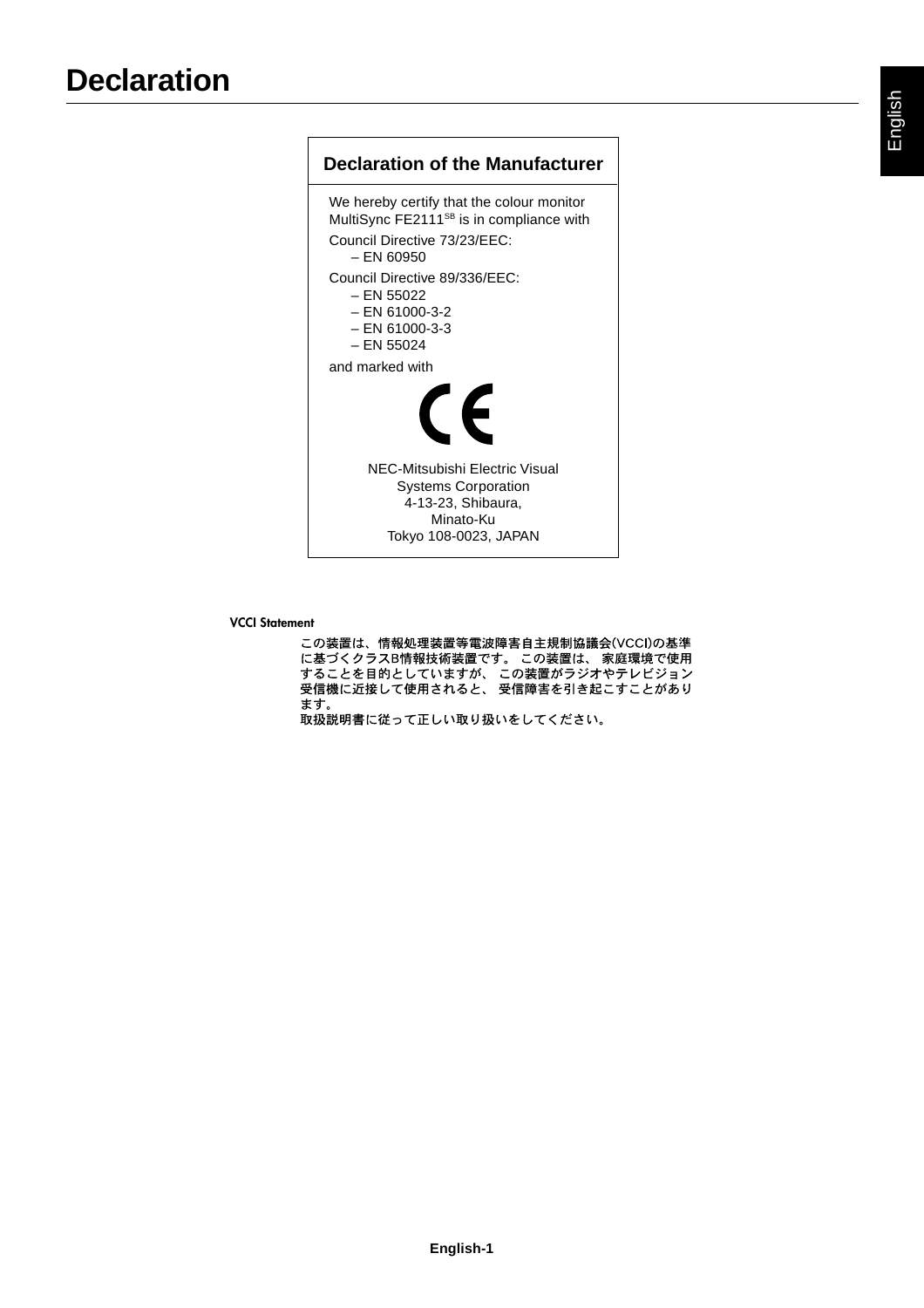# Declaration

## Declaration of the Manufacturer

We hereby certify that the colour monitor MultiSync FE2111SB is in compliance with

Council Directive 73/23/EEC:
- EN 60950

Council Directive 89/336/EEC:
- EN 55022
- EN 61000-3-2
- EN 61000-3-3
- EN 55024

and marked with

CE

NEC-Mitsubishi Electric Visual
Systems Corporation
4-13-23, Shibaura,
Minato-Ku
Tokyo 108-0023, JAPAN

**VCCI Statement**

この装置は、情報処理装置等電波障害自主規制協議会(VCCI)の基準に基づくクラスB情報技術装置です。 この装置は、 家庭環境で使用することを目的としていますが、 この装置がラジオやテレビジョン受信機に近接して使用されると、 受信障害を引き起こすことがあります。
取扱説明書に従って正しい取り扱いをしてください。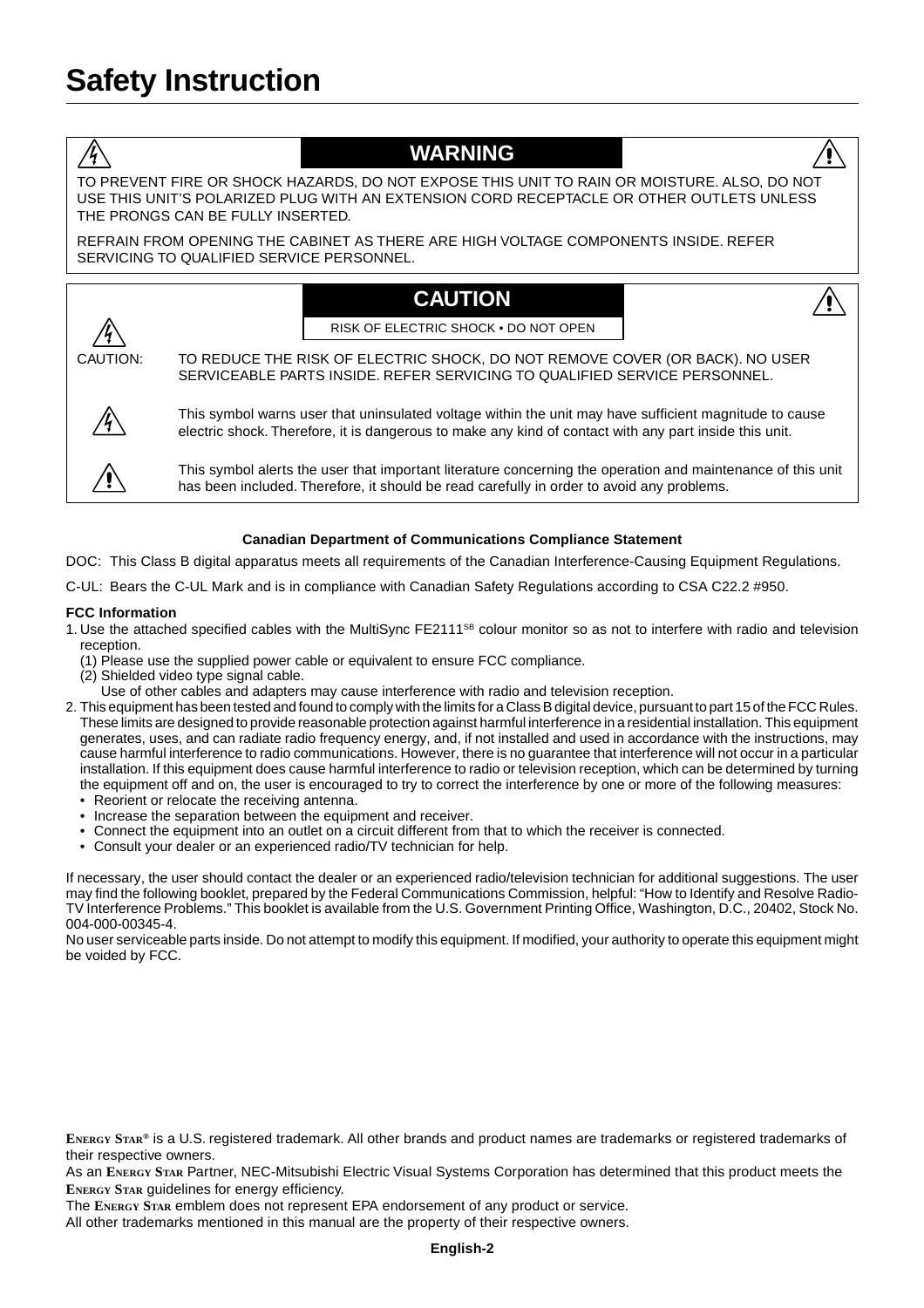# Safety Instruction

## WARNING

TO PREVENT FIRE OR SHOCK HAZARDS, DO NOT EXPOSE THIS UNIT TO RAIN OR MOISTURE. ALSO, DO NOT USE THIS UNIT'S POLARIZED PLUG WITH AN EXTENSION CORD RECEPTACLE OR OTHER OUTLETS UNLESS THE PRONGS CAN BE FULLY INSERTED.

REFRAIN FROM OPENING THE CABINET AS THERE ARE HIGH VOLTAGE COMPONENTS INSIDE. REFER SERVICING TO QUALIFIED SERVICE PERSONNEL.

## CAUTION

RISK OF ELECTRIC SHOCK • DO NOT OPEN

CAUTION: TO REDUCE THE RISK OF ELECTRIC SHOCK, DO NOT REMOVE COVER (OR BACK). NO USER SERVICEABLE PARTS INSIDE. REFER SERVICING TO QUALIFIED SERVICE PERSONNEL.

This symbol warns user that uninsulated voltage within the unit may have sufficient magnitude to cause electric shock. Therefore, it is dangerous to make any kind of contact with any part inside this unit.

This symbol alerts the user that important literature concerning the operation and maintenance of this unit has been included. Therefore, it should be read carefully in order to avoid any problems.

**Canadian Department of Communications Compliance Statement**

DOC: This Class B digital apparatus meets all requirements of the Canadian Interference-Causing Equipment Regulations.

C-UL: Bears the C-UL Mark and is in compliance with Canadian Safety Regulations according to CSA C22.2 #950.

**FCC Information**

1. Use the attached specified cables with the MultiSync FE2111SB colour monitor so as not to interfere with radio and television reception.
   (1) Please use the supplied power cable or equivalent to ensure FCC compliance.
   (2) Shielded video type signal cable.
   Use of other cables and adapters may cause interference with radio and television reception.
2. This equipment has been tested and found to comply with the limits for a Class B digital device, pursuant to part 15 of the FCC Rules. These limits are designed to provide reasonable protection against harmful interference in a residential installation. This equipment generates, uses, and can radiate radio frequency energy, and, if not installed and used in accordance with the instructions, may cause harmful interference to radio communications. However, there is no guarantee that interference will not occur in a particular installation. If this equipment does cause harmful interference to radio or television reception, which can be determined by turning the equipment off and on, the user is encouraged to try to correct the interference by one or more of the following measures:
   - Reorient or relocate the receiving antenna.
   - Increase the separation between the equipment and receiver.
   - Connect the equipment into an outlet on a circuit different from that to which the receiver is connected.
   - Consult your dealer or an experienced radio/TV technician for help.

If necessary, the user should contact the dealer or an experienced radio/television technician for additional suggestions. The user may find the following booklet, prepared by the Federal Communications Commission, helpful: "How to Identify and Resolve Radio-TV Interference Problems." This booklet is available from the U.S. Government Printing Office, Washington, D.C., 20402, Stock No. 004-000-00345-4.
No user serviceable parts inside. Do not attempt to modify this equipment. If modified, your authority to operate this equipment might be voided by FCC.

ENERGY STAR® is a U.S. registered trademark. All other brands and product names are trademarks or registered trademarks of their respective owners.
As an ENERGY STAR Partner, NEC-Mitsubishi Electric Visual Systems Corporation has determined that this product meets the ENERGY STAR guidelines for energy efficiency.
The ENERGY STAR emblem does not represent EPA endorsement of any product or service.
All other trademarks mentioned in this manual are the property of their respective owners.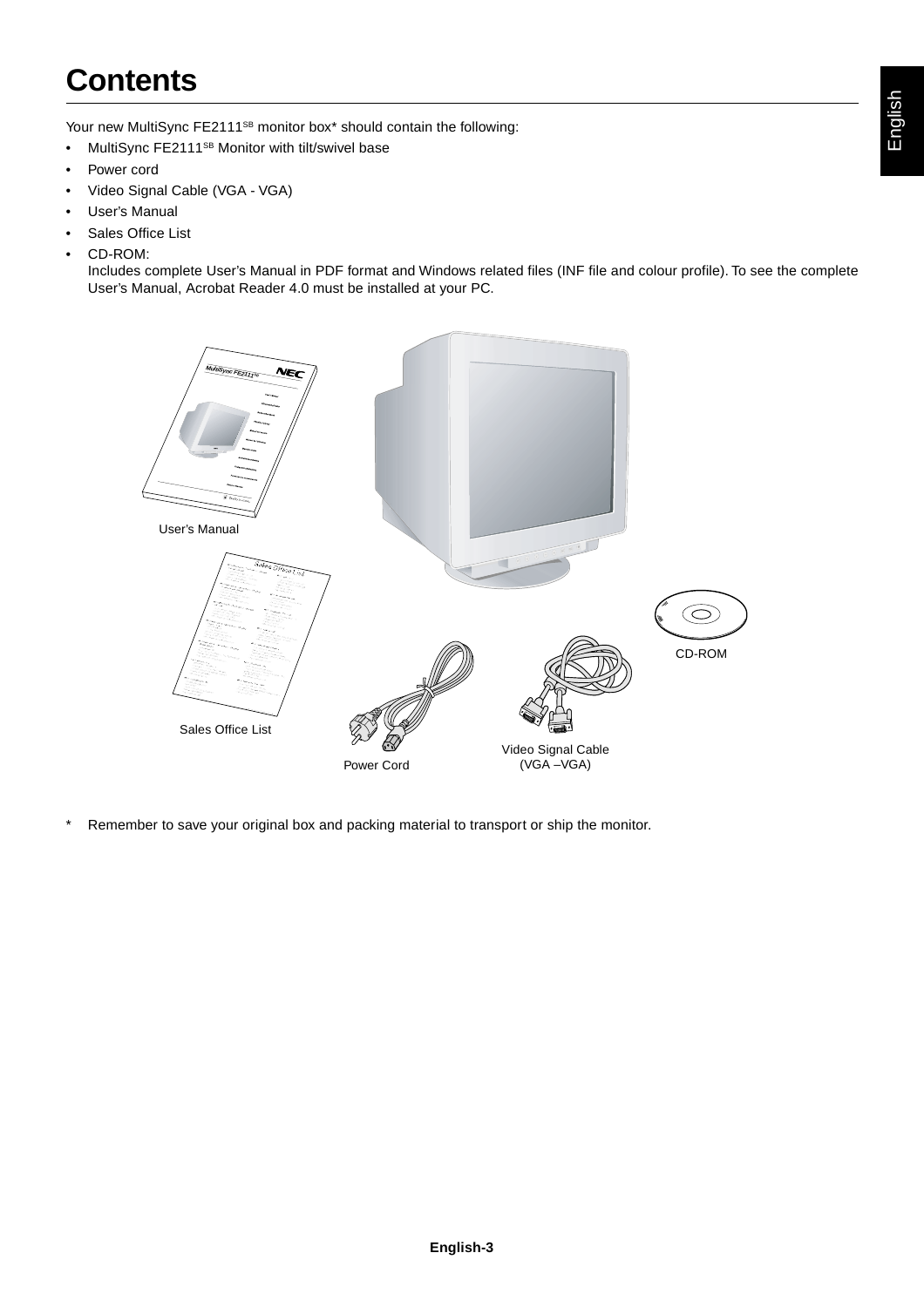# Contents

Your new MultiSync FE2111[SB] monitor box* should contain the following:

- MultiSync FE2111[SB] Monitor with tilt/swivel base
- Power cord
- Video Signal Cable (VGA - VGA)
- User's Manual
- Sales Office List
- CD-ROM:
  Includes complete User's Manual in PDF format and Windows related files (INF file and colour profile). To see the complete User's Manual, Acrobat Reader 4.0 must be installed at your PC.

User's Manual

Sales Office List

Power Cord

Video Signal Cable (VGA –VGA)

CD-ROM

\* Remember to save your original box and packing material to transport or ship the monitor.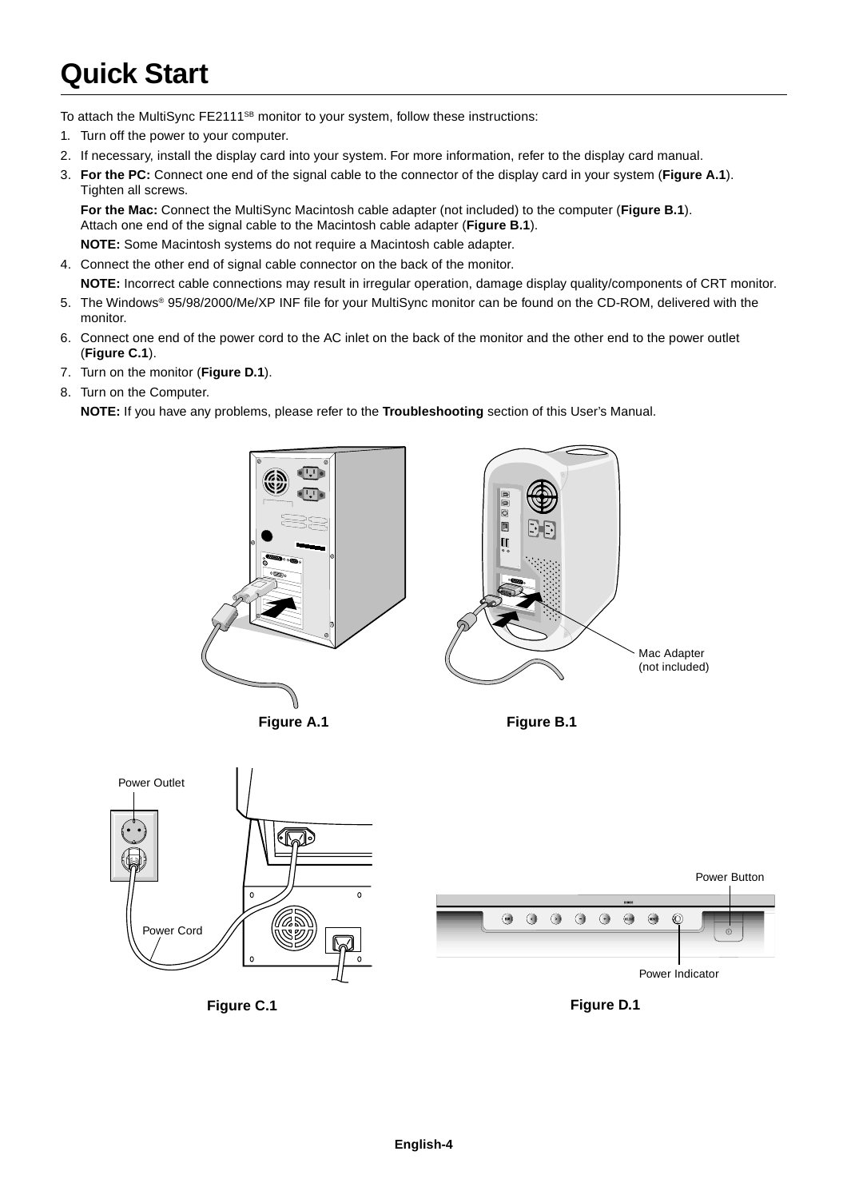# Quick Start

To attach the MultiSync FE2111SB monitor to your system, follow these instructions:

1. Turn off the power to your computer.
2. If necessary, install the display card into your system. For more information, refer to the display card manual.
3. **For the PC:** Connect one end of the signal cable to the connector of the display card in your system (**Figure A.1**). Tighten all screws.

   **For the Mac:** Connect the MultiSync Macintosh cable adapter (not included) to the computer (**Figure B.1**). Attach one end of the signal cable to the Macintosh cable adapter (**Figure B.1**).

   **NOTE:** Some Macintosh systems do not require a Macintosh cable adapter.
4. Connect the other end of signal cable connector on the back of the monitor.

   **NOTE:** Incorrect cable connections may result in irregular operation, damage display quality/components of CRT monitor.
5. The Windows® 95/98/2000/Me/XP INF file for your MultiSync monitor can be found on the CD-ROM, delivered with the monitor.
6. Connect one end of the power cord to the AC inlet on the back of the monitor and the other end to the power outlet (**Figure C.1**).
7. Turn on the monitor (**Figure D.1**).
8. Turn on the Computer.

   **NOTE:** If you have any problems, please refer to the **Troubleshooting** section of this User's Manual.

**Figure A.1**

Mac Adapter (not included)

**Figure B.1**

Power Outlet

Power Cord

**Figure C.1**

Power Button

Power Indicator

**Figure D.1**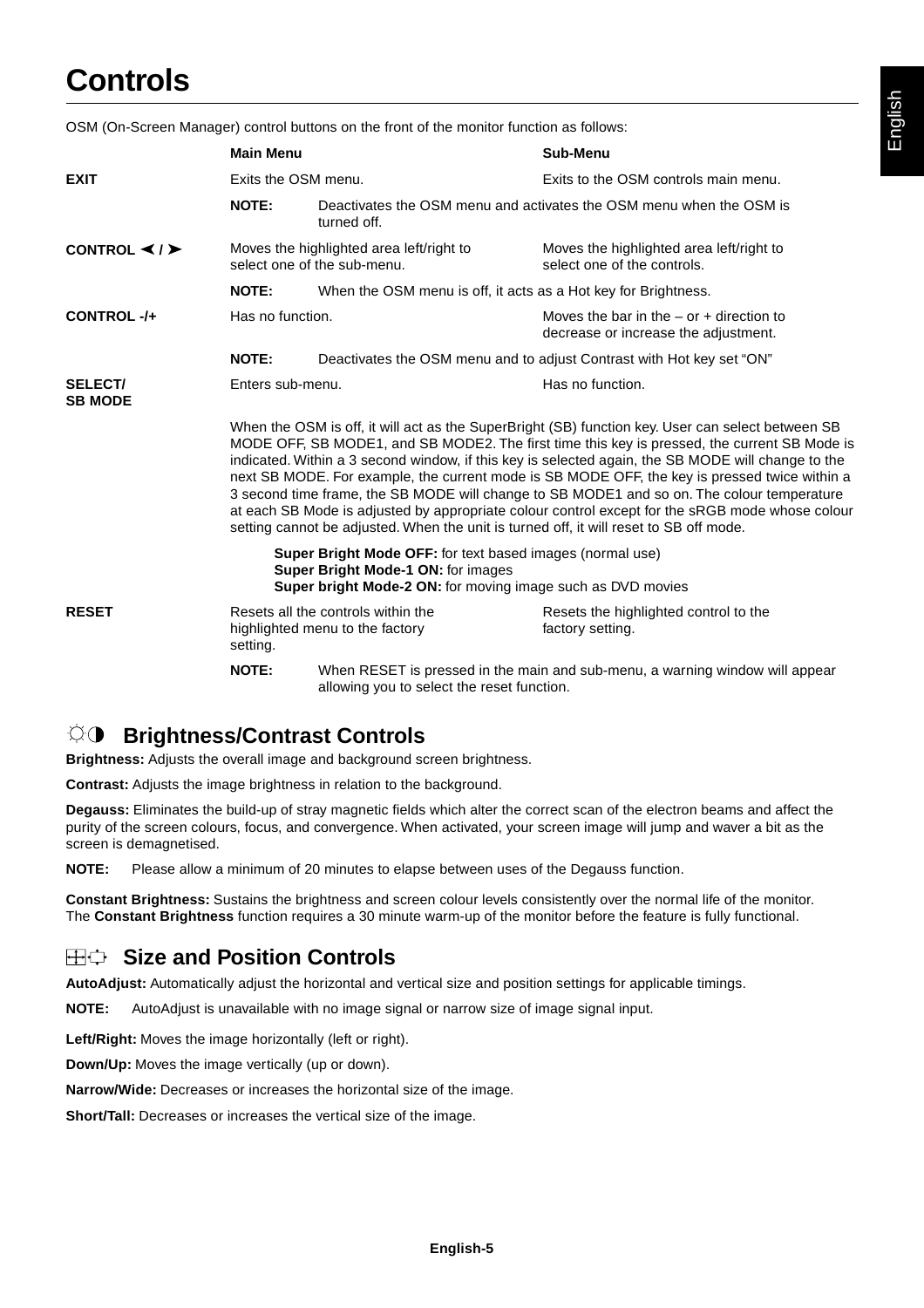# Controls

OSM (On-Screen Manager) control buttons on the front of the monitor function as follows:

| | Main Menu | Sub-Menu |
|---|---|---|
| **EXIT** | Exits the OSM menu. | Exits to the OSM controls main menu. |
| | **NOTE:** Deactivates the OSM menu and activates the OSM menu when the OSM is turned off. | |
| **CONTROL ◄ / ►** | Moves the highlighted area left/right to select one of the sub-menu. | Moves the highlighted area left/right to select one of the controls. |
| | **NOTE:** When the OSM menu is off, it acts as a Hot key for Brightness. | |
| **CONTROL -/+** | Has no function. | Moves the bar in the – or + direction to decrease or increase the adjustment. |
| | **NOTE:** Deactivates the OSM menu and to adjust Contrast with Hot key set "ON" | |
| **SELECT/ SB MODE** | Enters sub-menu. | Has no function. |
| **RESET** | Resets all the controls within the highlighted menu to the factory setting. | Resets the highlighted control to the factory setting. |
| | **NOTE:** When RESET is pressed in the main and sub-menu, a warning window will appear allowing you to select the reset function. | |

**SELECT/SB MODE:** When the OSM is off, it will act as the SuperBright (SB) function key. User can select between SB MODE OFF, SB MODE1, and SB MODE2. The first time this key is pressed, the current SB Mode is indicated. Within a 3 second window, if this key is selected again, the SB MODE will change to the next SB MODE. For example, the current mode is SB MODE OFF, the key is pressed twice within a 3 second time frame, the SB MODE will change to SB MODE1 and so on. The colour temperature at each SB Mode is adjusted by appropriate colour control except for the sRGB mode whose colour setting cannot be adjusted. When the unit is turned off, it will reset to SB off mode.

**Super Bright Mode OFF:** for text based images (normal use)
**Super Bright Mode-1 ON:** for images
**Super bright Mode-2 ON:** for moving image such as DVD movies

## ☼◑ Brightness/Contrast Controls

**Brightness:** Adjusts the overall image and background screen brightness.

**Contrast:** Adjusts the image brightness in relation to the background.

**Degauss:** Eliminates the build-up of stray magnetic fields which alter the correct scan of the electron beams and affect the purity of the screen colours, focus, and convergence. When activated, your screen image will jump and waver a bit as the screen is demagnetised.

**NOTE:** Please allow a minimum of 20 minutes to elapse between uses of the Degauss function.

**Constant Brightness:** Sustains the brightness and screen colour levels consistently over the normal life of the monitor. The **Constant Brightness** function requires a 30 minute warm-up of the monitor before the feature is fully functional.

## Size and Position Controls

**AutoAdjust:** Automatically adjust the horizontal and vertical size and position settings for applicable timings.

**NOTE:** AutoAdjust is unavailable with no image signal or narrow size of image signal input.

**Left/Right:** Moves the image horizontally (left or right).

**Down/Up:** Moves the image vertically (up or down).

**Narrow/Wide:** Decreases or increases the horizontal size of the image.

**Short/Tall:** Decreases or increases the vertical size of the image.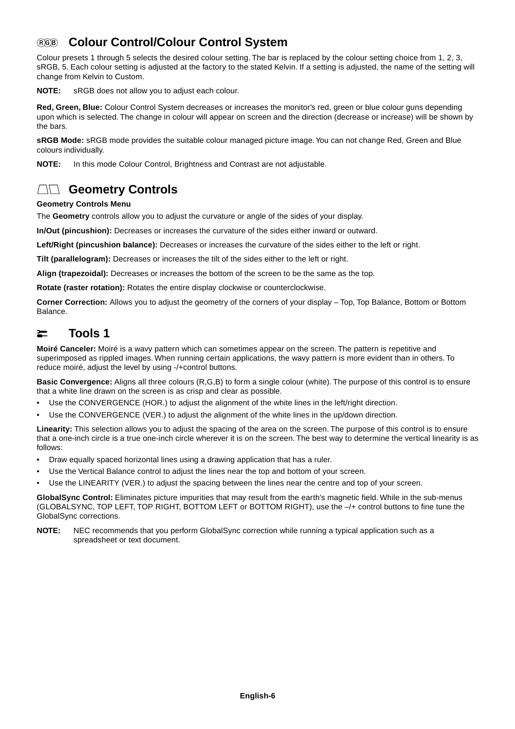## Colour Control/Colour Control System

Colour presets 1 through 5 selects the desired colour setting. The bar is replaced by the colour setting choice from 1, 2, 3, sRGB, 5. Each colour setting is adjusted at the factory to the stated Kelvin. If a setting is adjusted, the name of the setting will change from Kelvin to Custom.

**NOTE:** sRGB does not allow you to adjust each colour.

**Red, Green, Blue:** Colour Control System decreases or increases the monitor's red, green or blue colour guns depending upon which is selected. The change in colour will appear on screen and the direction (decrease or increase) will be shown by the bars.

**sRGB Mode:** sRGB mode provides the suitable colour managed picture image. You can not change Red, Green and Blue colours individually.

**NOTE:** In this mode Colour Control, Brightness and Contrast are not adjustable.

## Geometry Controls

**Geometry Controls Menu**

The **Geometry** controls allow you to adjust the curvature or angle of the sides of your display.

**In/Out (pincushion):** Decreases or increases the curvature of the sides either inward or outward.

**Left/Right (pincushion balance):** Decreases or increases the curvature of the sides either to the left or right.

**Tilt (parallelogram):** Decreases or increases the tilt of the sides either to the left or right.

**Align (trapezoidal):** Decreases or increases the bottom of the screen to be the same as the top.

**Rotate (raster rotation):** Rotates the entire display clockwise or counterclockwise.

**Corner Correction:** Allows you to adjust the geometry of the corners of your display – Top, Top Balance, Bottom or Bottom Balance.

## Tools 1

**Moiré Canceler:** Moiré is a wavy pattern which can sometimes appear on the screen. The pattern is repetitive and superimposed as rippled images. When running certain applications, the wavy pattern is more evident than in others. To reduce moiré, adjust the level by using -/+control buttons.

**Basic Convergence:** Aligns all three colours (R,G,B) to form a single colour (white). The purpose of this control is to ensure that a white line drawn on the screen is as crisp and clear as possible.

- Use the CONVERGENCE (HOR.) to adjust the alignment of the white lines in the left/right direction.
- Use the CONVERGENCE (VER.) to adjust the alignment of the white lines in the up/down direction.

**Linearity:** This selection allows you to adjust the spacing of the area on the screen. The purpose of this control is to ensure that a one-inch circle is a true one-inch circle wherever it is on the screen. The best way to determine the vertical linearity is as follows:

- Draw equally spaced horizontal lines using a drawing application that has a ruler.
- Use the Vertical Balance control to adjust the lines near the top and bottom of your screen.
- Use the LINEARITY (VER.) to adjust the spacing between the lines near the centre and top of your screen.

**GlobalSync Control:** Eliminates picture impurities that may result from the earth's magnetic field. While in the sub-menus (GLOBALSYNC, TOP LEFT, TOP RIGHT, BOTTOM LEFT or BOTTOM RIGHT), use the –/+ control buttons to fine tune the GlobalSync corrections.

**NOTE:** NEC recommends that you perform GlobalSync correction while running a typical application such as a spreadsheet or text document.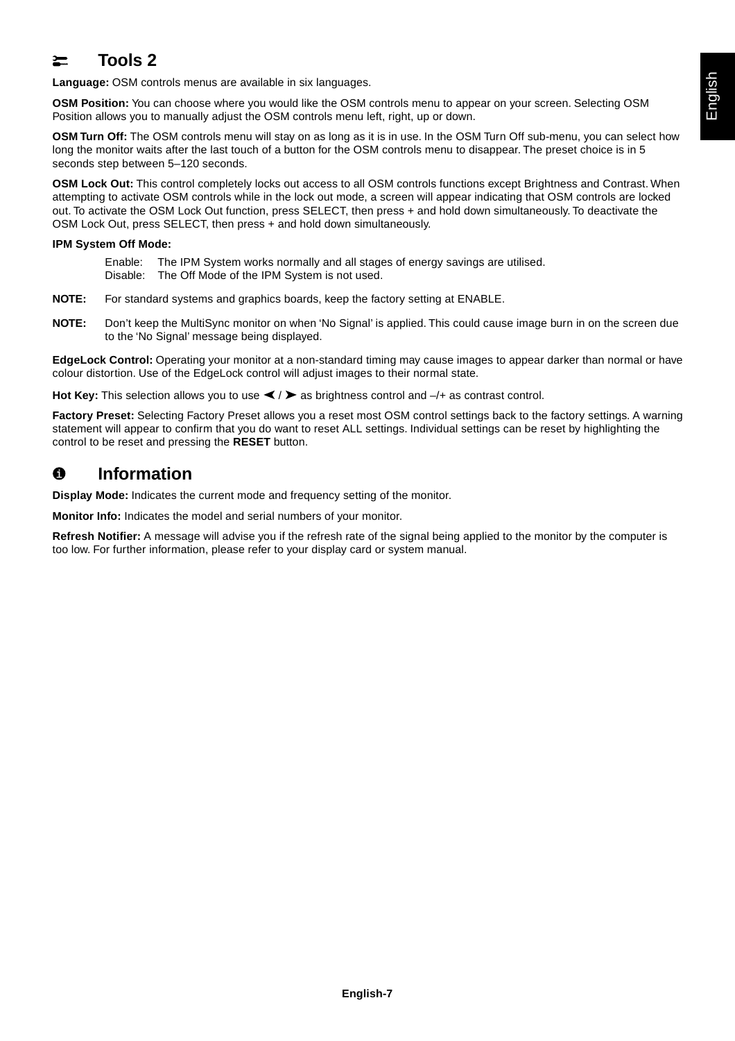## Tools 2

**Language:** OSM controls menus are available in six languages.

**OSM Position:** You can choose where you would like the OSM controls menu to appear on your screen. Selecting OSM Position allows you to manually adjust the OSM controls menu left, right, up or down.

**OSM Turn Off:** The OSM controls menu will stay on as long as it is in use. In the OSM Turn Off sub-menu, you can select how long the monitor waits after the last touch of a button for the OSM controls menu to disappear. The preset choice is in 5 seconds step between 5–120 seconds.

**OSM Lock Out:** This control completely locks out access to all OSM controls functions except Brightness and Contrast. When attempting to activate OSM controls while in the lock out mode, a screen will appear indicating that OSM controls are locked out. To activate the OSM Lock Out function, press SELECT, then press + and hold down simultaneously. To deactivate the OSM Lock Out, press SELECT, then press + and hold down simultaneously.

**IPM System Off Mode:**

Enable: The IPM System works normally and all stages of energy savings are utilised.
Disable: The Off Mode of the IPM System is not used.

**NOTE:** For standard systems and graphics boards, keep the factory setting at ENABLE.

**NOTE:** Don’t keep the MultiSync monitor on when ‘No Signal’ is applied. This could cause image burn in on the screen due to the ‘No Signal’ message being displayed.

**EdgeLock Control:** Operating your monitor at a non-standard timing may cause images to appear darker than normal or have colour distortion. Use of the EdgeLock control will adjust images to their normal state.

**Hot Key:** This selection allows you to use ◀ / ▶ as brightness control and –/+ as contrast control.

**Factory Preset:** Selecting Factory Preset allows you a reset most OSM control settings back to the factory settings. A warning statement will appear to confirm that you do want to reset ALL settings. Individual settings can be reset by highlighting the control to be reset and pressing the **RESET** button.

## Information

**Display Mode:** Indicates the current mode and frequency setting of the monitor.

**Monitor Info:** Indicates the model and serial numbers of your monitor.

**Refresh Notifier:** A message will advise you if the refresh rate of the signal being applied to the monitor by the computer is too low. For further information, please refer to your display card or system manual.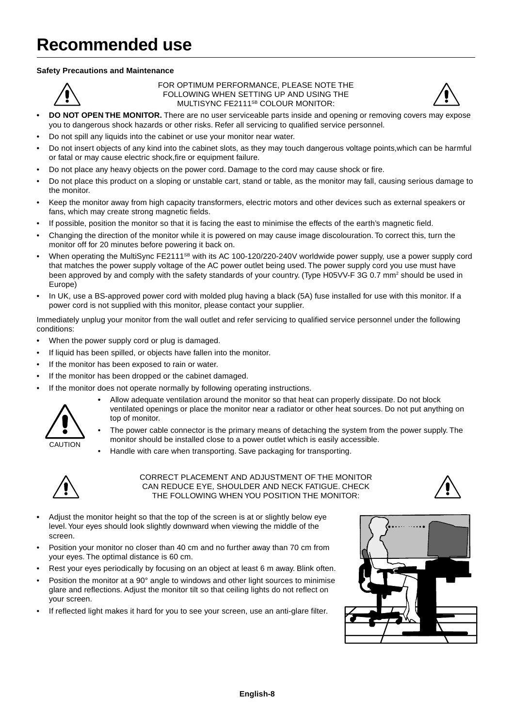# Recommended use

**Safety Precautions and Maintenance**

FOR OPTIMUM PERFORMANCE, PLEASE NOTE THE FOLLOWING WHEN SETTING UP AND USING THE MULTISYNC FE2111SB COLOUR MONITOR:

- **DO NOT OPEN THE MONITOR.** There are no user serviceable parts inside and opening or removing covers may expose you to dangerous shock hazards or other risks. Refer all servicing to qualified service personnel.
- Do not spill any liquids into the cabinet or use your monitor near water.
- Do not insert objects of any kind into the cabinet slots, as they may touch dangerous voltage points,which can be harmful or fatal or may cause electric shock,fire or equipment failure.
- Do not place any heavy objects on the power cord. Damage to the cord may cause shock or fire.
- Do not place this product on a sloping or unstable cart, stand or table, as the monitor may fall, causing serious damage to the monitor.
- Keep the monitor away from high capacity transformers, electric motors and other devices such as external speakers or fans, which may create strong magnetic fields.
- If possible, position the monitor so that it is facing the east to minimise the effects of the earth's magnetic field.
- Changing the direction of the monitor while it is powered on may cause image discolouration. To correct this, turn the monitor off for 20 minutes before powering it back on.
- When operating the MultiSync FE2111SB with its AC 100-120/220-240V worldwide power supply, use a power supply cord that matches the power supply voltage of the AC power outlet being used. The power supply cord you use must have been approved by and comply with the safety standards of your country. (Type H05VV-F 3G 0.7 $mm^2$ should be used in Europe)
- In UK, use a BS-approved power cord with molded plug having a black (5A) fuse installed for use with this monitor. If a power cord is not supplied with this monitor, please contact your supplier.

Immediately unplug your monitor from the wall outlet and refer servicing to qualified service personnel under the following conditions:

- When the power supply cord or plug is damaged.
- If liquid has been spilled, or objects have fallen into the monitor.
- If the monitor has been exposed to rain or water.
- If the monitor has been dropped or the cabinet damaged.
- If the monitor does not operate normally by following operating instructions.

CAUTION

- Allow adequate ventilation around the monitor so that heat can properly dissipate. Do not block ventilated openings or place the monitor near a radiator or other heat sources. Do not put anything on top of monitor.
- The power cable connector is the primary means of detaching the system from the power supply. The monitor should be installed close to a power outlet which is easily accessible.
- Handle with care when transporting. Save packaging for transporting.

CORRECT PLACEMENT AND ADJUSTMENT OF THE MONITOR CAN REDUCE EYE, SHOULDER AND NECK FATIGUE. CHECK THE FOLLOWING WHEN YOU POSITION THE MONITOR:

- Adjust the monitor height so that the top of the screen is at or slightly below eye level. Your eyes should look slightly downward when viewing the middle of the screen.
- Position your monitor no closer than 40 cm and no further away than 70 cm from your eyes. The optimal distance is 60 cm.
- Rest your eyes periodically by focusing on an object at least 6 m away. Blink often.
- Position the monitor at a 90° angle to windows and other light sources to minimise glare and reflections. Adjust the monitor tilt so that ceiling lights do not reflect on your screen.
- If reflected light makes it hard for you to see your screen, use an anti-glare filter.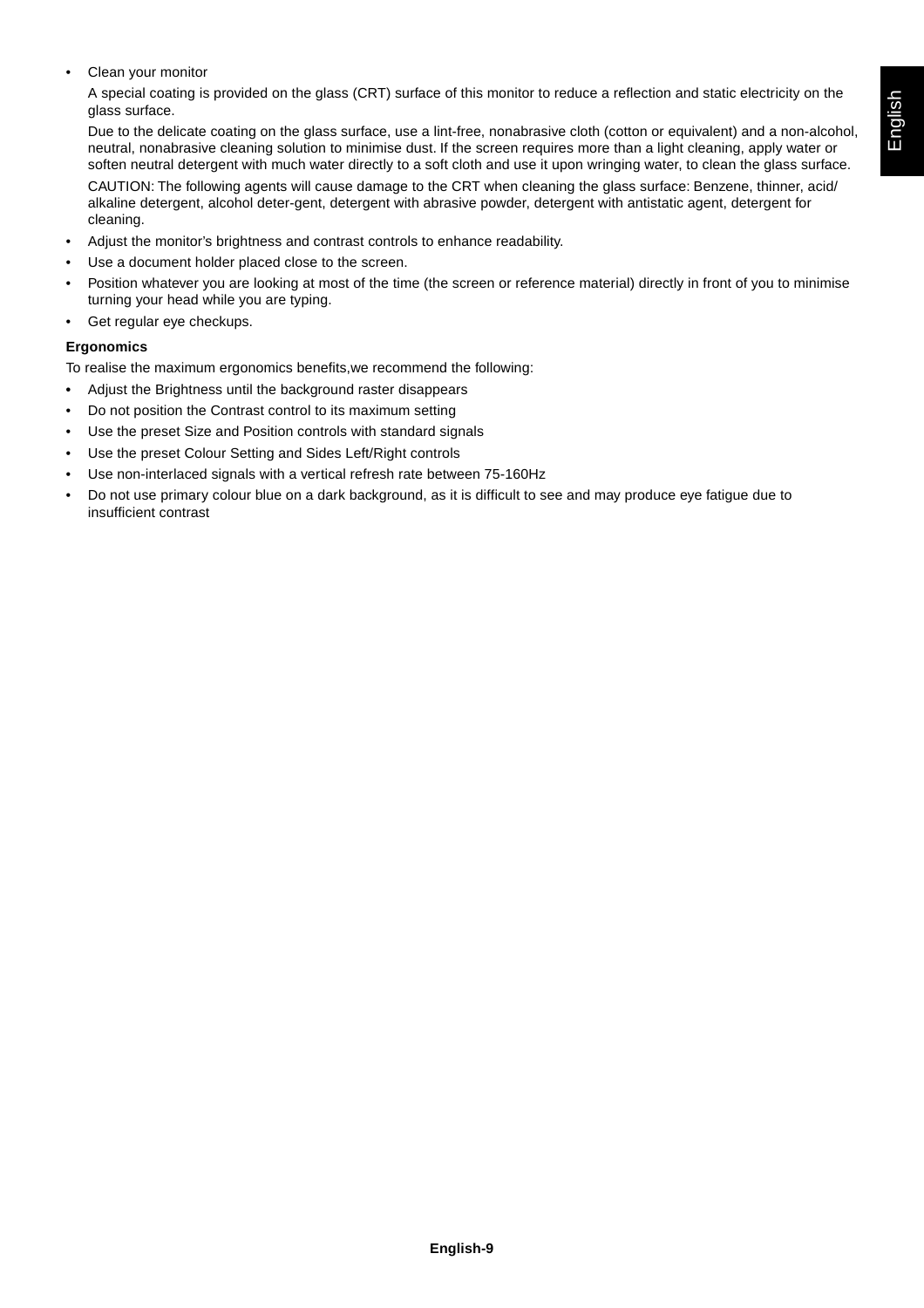- Clean your monitor

  A special coating is provided on the glass (CRT) surface of this monitor to reduce a reflection and static electricity on the glass surface.

  Due to the delicate coating on the glass surface, use a lint-free, nonabrasive cloth (cotton or equivalent) and a non-alcohol, neutral, nonabrasive cleaning solution to minimise dust. If the screen requires more than a light cleaning, apply water or soften neutral detergent with much water directly to a soft cloth and use it upon wringing water, to clean the glass surface.

  CAUTION: The following agents will cause damage to the CRT when cleaning the glass surface: Benzene, thinner, acid/alkaline detergent, alcohol deter-gent, detergent with abrasive powder, detergent with antistatic agent, detergent for cleaning.
- Adjust the monitor's brightness and contrast controls to enhance readability.
- Use a document holder placed close to the screen.
- Position whatever you are looking at most of the time (the screen or reference material) directly in front of you to minimise turning your head while you are typing.
- Get regular eye checkups.

**Ergonomics**

To realise the maximum ergonomics benefits,we recommend the following:

- Adjust the Brightness until the background raster disappears
- Do not position the Contrast control to its maximum setting
- Use the preset Size and Position controls with standard signals
- Use the preset Colour Setting and Sides Left/Right controls
- Use non-interlaced signals with a vertical refresh rate between 75-160Hz
- Do not use primary colour blue on a dark background, as it is difficult to see and may produce eye fatigue due to insufficient contrast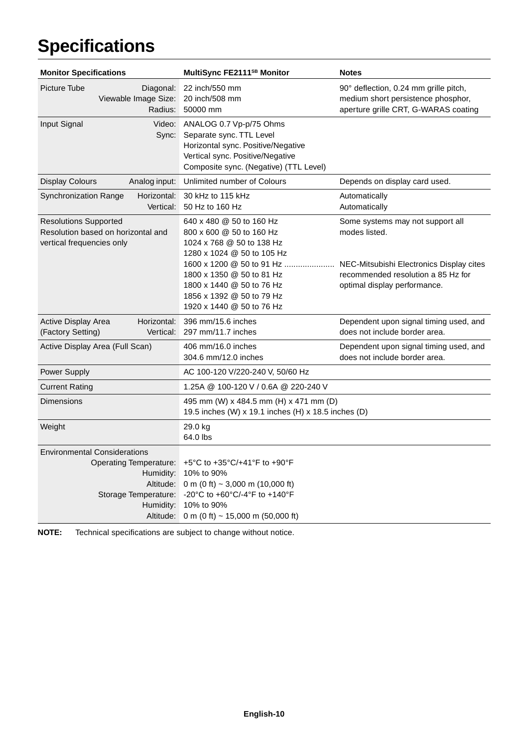# Specifications

| Monitor Specifications | | MultiSync FE2111SB Monitor | Notes |
|---|---|---|---|
| Picture Tube | Diagonal:<br>Viewable Image Size:<br>Radius: | 22 inch/550 mm<br>20 inch/508 mm<br>50000 mm | 90° deflection, 0.24 mm grille pitch, medium short persistence phosphor, aperture grille CRT, G-WARAS coating |
| Input Signal | Video:<br>Sync: | ANALOG 0.7 Vp-p/75 Ohms<br>Separate sync. TTL Level<br>Horizontal sync. Positive/Negative<br>Vertical sync. Positive/Negative<br>Composite sync. (Negative) (TTL Level) | |
| Display Colours | Analog input: | Unlimited number of Colours | Depends on display card used. |
| Synchronization Range | Horizontal:<br>Vertical: | 30 kHz to 115 kHz<br>50 Hz to 160 Hz | Automatically<br>Automatically |
| Resolutions Supported<br>Resolution based on horizontal and vertical frequencies only | | 640 x 480 @ 50 to 160 Hz<br>800 x 600 @ 50 to 160 Hz<br>1024 x 768 @ 50 to 138 Hz<br>1280 x 1024 @ 50 to 105 Hz<br>1600 x 1200 @ 50 to 91 Hz ......................<br>1800 x 1350 @ 50 to 81 Hz<br>1800 x 1440 @ 50 to 76 Hz<br>1856 x 1392 @ 50 to 79 Hz<br>1920 x 1440 @ 50 to 76 Hz | Some systems may not support all modes listed.<br><br>NEC-Mitsubishi Electronics Display cites recommended resolution a 85 Hz for optimal display performance. |
| Active Display Area<br>(Factory Setting) | Horizontal:<br>Vertical: | 396 mm/15.6 inches<br>297 mm/11.7 inches | Dependent upon signal timing used, and does not include border area. |
| Active Display Area (Full Scan) | | 406 mm/16.0 inches<br>304.6 mm/12.0 inches | Dependent upon signal timing used, and does not include border area. |
| Power Supply | | AC 100-120 V/220-240 V, 50/60 Hz | |
| Current Rating | | 1.25A @ 100-120 V / 0.6A @ 220-240 V | |
| Dimensions | | 495 mm (W) x 484.5 mm (H) x 471 mm (D)<br>19.5 inches (W) x 19.1 inches (H) x 18.5 inches (D) | |
| Weight | | 29.0 kg<br>64.0 lbs | |
| Environmental Considerations | Operating Temperature:<br>Humidity:<br>Altitude:<br>Storage Temperature:<br>Humidity:<br>Altitude: | +5°C to +35°C/+41°F to +90°F<br>10% to 90%<br>0 m (0 ft) ~ 3,000 m (10,000 ft)<br>-20°C to +60°C/-4°F to +140°F<br>10% to 90%<br>0 m (0 ft) ~ 15,000 m (50,000 ft) | |

**NOTE:** Technical specifications are subject to change without notice.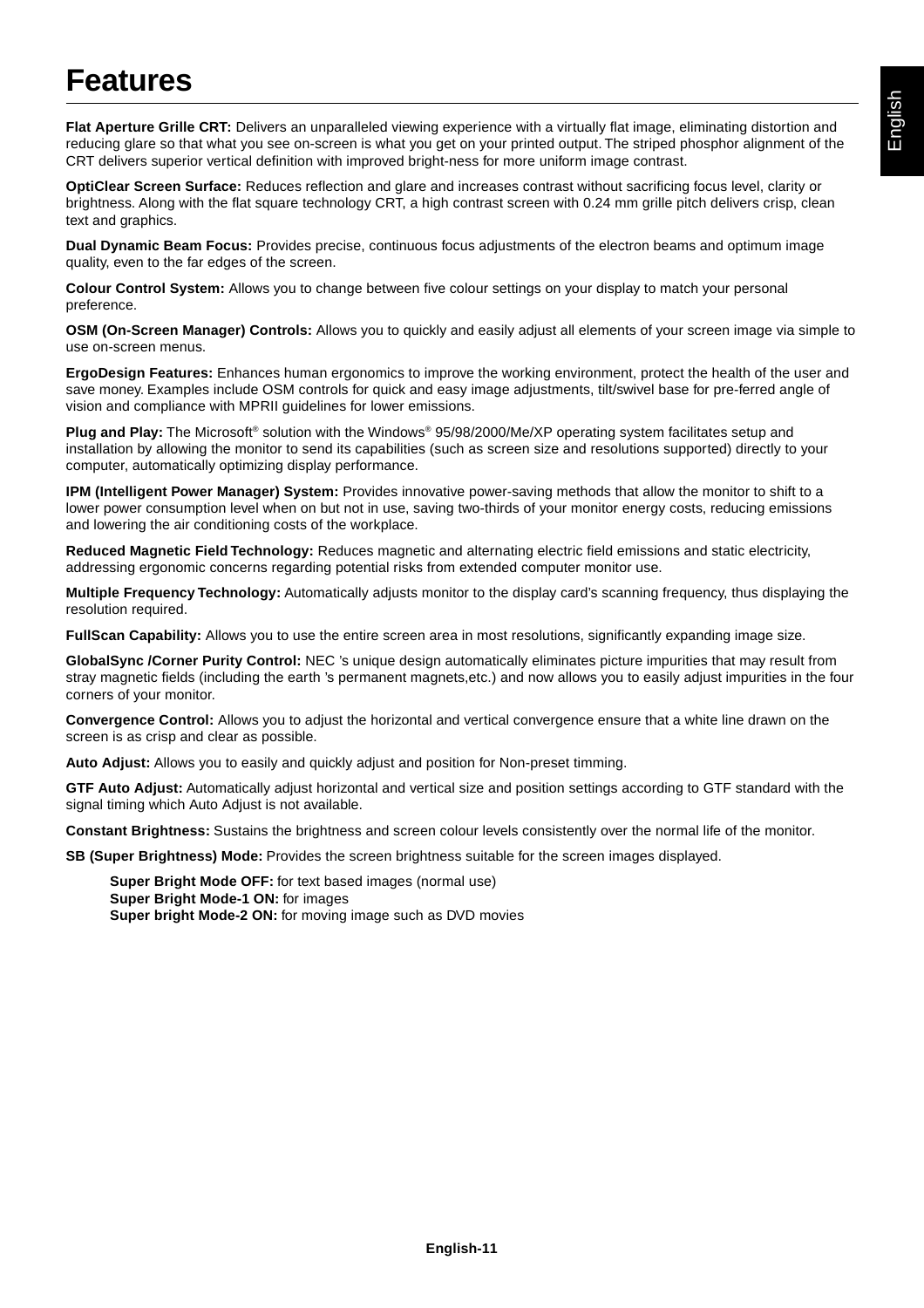# Features

**Flat Aperture Grille CRT:** Delivers an unparalleled viewing experience with a virtually flat image, eliminating distortion and reducing glare so that what you see on-screen is what you get on your printed output. The striped phosphor alignment of the CRT delivers superior vertical definition with improved bright-ness for more uniform image contrast.

**OptiClear Screen Surface:** Reduces reflection and glare and increases contrast without sacrificing focus level, clarity or brightness. Along with the flat square technology CRT, a high contrast screen with 0.24 mm grille pitch delivers crisp, clean text and graphics.

**Dual Dynamic Beam Focus:** Provides precise, continuous focus adjustments of the electron beams and optimum image quality, even to the far edges of the screen.

**Colour Control System:** Allows you to change between five colour settings on your display to match your personal preference.

**OSM (On-Screen Manager) Controls:** Allows you to quickly and easily adjust all elements of your screen image via simple to use on-screen menus.

**ErgoDesign Features:** Enhances human ergonomics to improve the working environment, protect the health of the user and save money. Examples include OSM controls for quick and easy image adjustments, tilt/swivel base for pre-ferred angle of vision and compliance with MPRII guidelines for lower emissions.

**Plug and Play:** The Microsoft® solution with the Windows® 95/98/2000/Me/XP operating system facilitates setup and installation by allowing the monitor to send its capabilities (such as screen size and resolutions supported) directly to your computer, automatically optimizing display performance.

**IPM (Intelligent Power Manager) System:** Provides innovative power-saving methods that allow the monitor to shift to a lower power consumption level when on but not in use, saving two-thirds of your monitor energy costs, reducing emissions and lowering the air conditioning costs of the workplace.

**Reduced Magnetic Field Technology:** Reduces magnetic and alternating electric field emissions and static electricity, addressing ergonomic concerns regarding potential risks from extended computer monitor use.

**Multiple Frequency Technology:** Automatically adjusts monitor to the display card's scanning frequency, thus displaying the resolution required.

**FullScan Capability:** Allows you to use the entire screen area in most resolutions, significantly expanding image size.

**GlobalSync /Corner Purity Control:** NEC 's unique design automatically eliminates picture impurities that may result from stray magnetic fields (including the earth 's permanent magnets,etc.) and now allows you to easily adjust impurities in the four corners of your monitor.

**Convergence Control:** Allows you to adjust the horizontal and vertical convergence ensure that a white line drawn on the screen is as crisp and clear as possible.

**Auto Adjust:** Allows you to easily and quickly adjust and position for Non-preset timming.

**GTF Auto Adjust:** Automatically adjust horizontal and vertical size and position settings according to GTF standard with the signal timing which Auto Adjust is not available.

**Constant Brightness:** Sustains the brightness and screen colour levels consistently over the normal life of the monitor.

**SB (Super Brightness) Mode:** Provides the screen brightness suitable for the screen images displayed.

**Super Bright Mode OFF:** for text based images (normal use)
**Super Bright Mode-1 ON:** for images
**Super bright Mode-2 ON:** for moving image such as DVD movies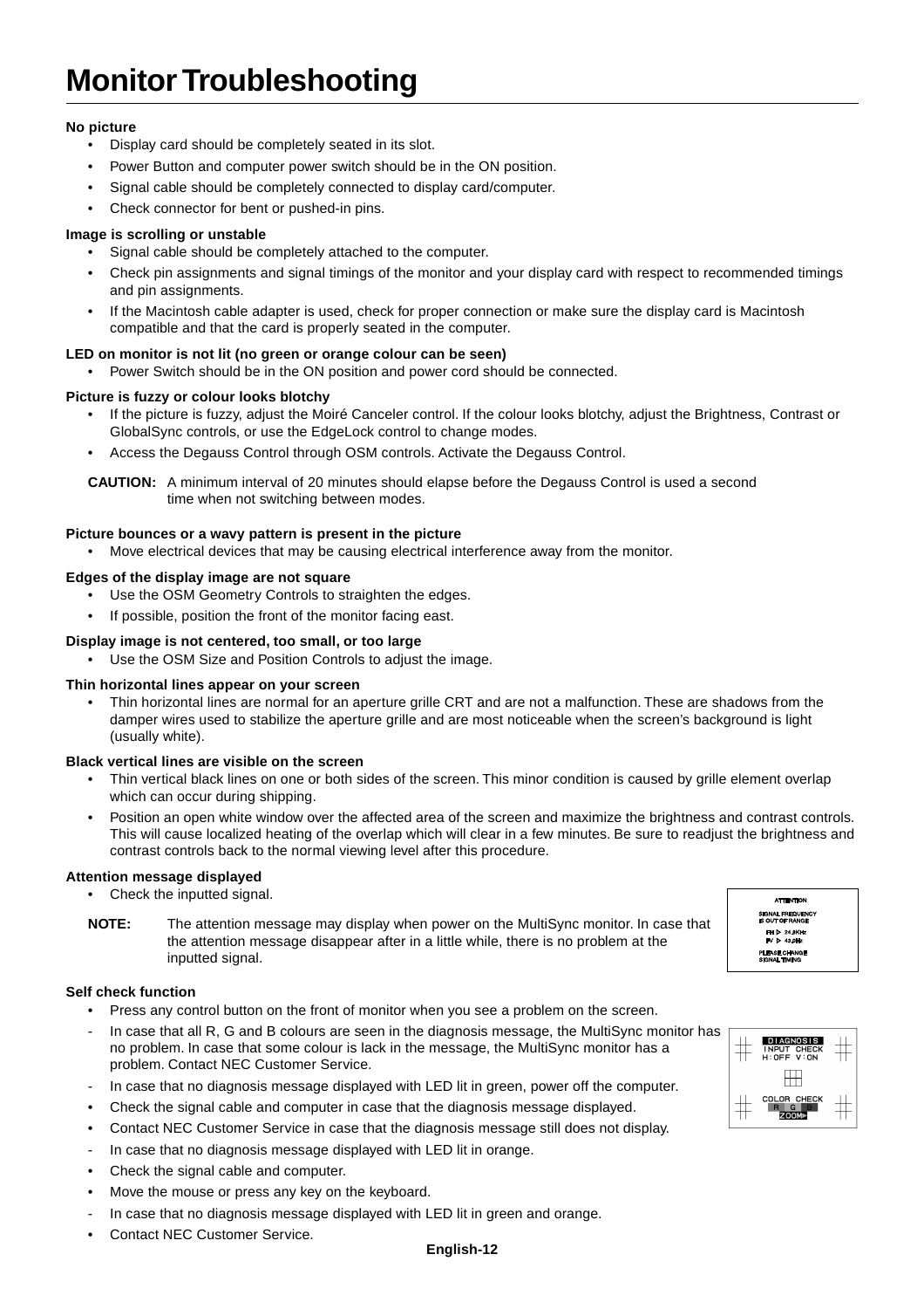# Monitor Troubleshooting

**No picture**

- Display card should be completely seated in its slot.
- Power Button and computer power switch should be in the ON position.
- Signal cable should be completely connected to display card/computer.
- Check connector for bent or pushed-in pins.

**Image is scrolling or unstable**

- Signal cable should be completely attached to the computer.
- Check pin assignments and signal timings of the monitor and your display card with respect to recommended timings and pin assignments.
- If the Macintosh cable adapter is used, check for proper connection or make sure the display card is Macintosh compatible and that the card is properly seated in the computer.

**LED on monitor is not lit (no green or orange colour can be seen)**

- Power Switch should be in the ON position and power cord should be connected.

**Picture is fuzzy or colour looks blotchy**

- If the picture is fuzzy, adjust the Moiré Canceler control. If the colour looks blotchy, adjust the Brightness, Contrast or GlobalSync controls, or use the EdgeLock control to change modes.
- Access the Degauss Control through OSM controls. Activate the Degauss Control.

**CAUTION:** A minimum interval of 20 minutes should elapse before the Degauss Control is used a second time when not switching between modes.

**Picture bounces or a wavy pattern is present in the picture**

- Move electrical devices that may be causing electrical interference away from the monitor.

**Edges of the display image are not square**

- Use the OSM Geometry Controls to straighten the edges.
- If possible, position the front of the monitor facing east.

**Display image is not centered, too small, or too large**

- Use the OSM Size and Position Controls to adjust the image.

**Thin horizontal lines appear on your screen**

- Thin horizontal lines are normal for an aperture grille CRT and are not a malfunction. These are shadows from the damper wires used to stabilize the aperture grille and are most noticeable when the screen's background is light (usually white).

**Black vertical lines are visible on the screen**

- Thin vertical black lines on one or both sides of the screen. This minor condition is caused by grille element overlap which can occur during shipping.
- Position an open white window over the affected area of the screen and maximize the brightness and contrast controls. This will cause localized heating of the overlap which will clear in a few minutes. Be sure to readjust the brightness and contrast controls back to the normal viewing level after this procedure.

**Attention message displayed**

- Check the inputted signal.

**NOTE:** The attention message may display when power on the MultiSync monitor. In case that the attention message disappear after in a little while, there is no problem at the inputted signal.

**Self check function**

- Press any control button on the front of monitor when you see a problem on the screen.
- In case that all R, G and B colours are seen in the diagnosis message, the MultiSync monitor has no problem. In case that some colour is lack in the message, the MultiSync monitor has a problem. Contact NEC Customer Service.
- In case that no diagnosis message displayed with LED lit in green, power off the computer.
- Check the signal cable and computer in case that the diagnosis message displayed.
- Contact NEC Customer Service in case that the diagnosis message still does not display.
- In case that no diagnosis message displayed with LED lit in orange.
- Check the signal cable and computer.
- Move the mouse or press any key on the keyboard.
- In case that no diagnosis message displayed with LED lit in green and orange.
- Contact NEC Customer Service.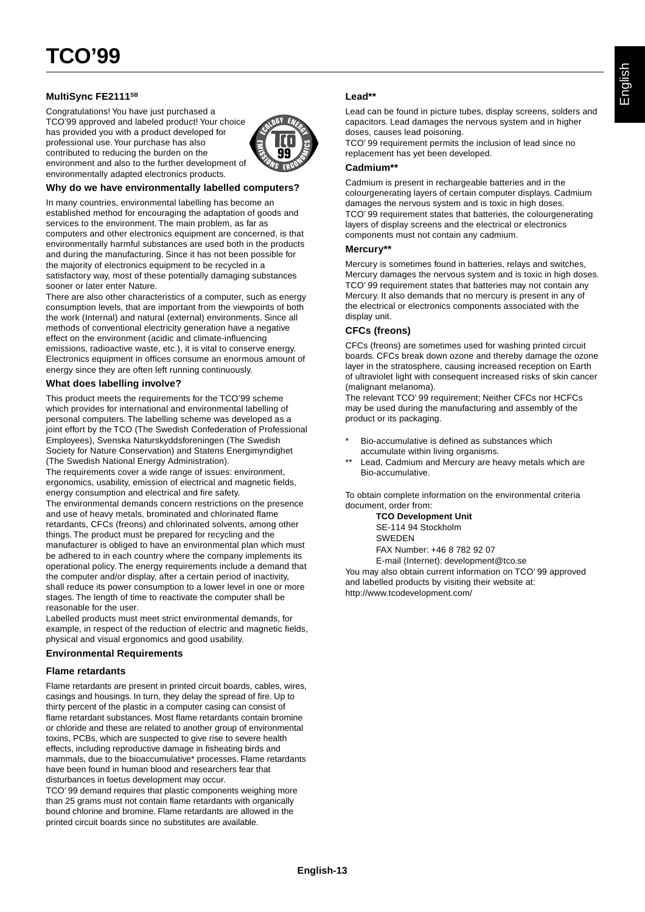# TCO’99

### MultiSync FE2111SB

Congratulations! You have just purchased a TCO’99 approved and labeled product! Your choice has provided you with a product developed for professional use. Your purchase has also contributed to reducing the burden on the environment and also to the further development of environmentally adapted electronics products.

### Why do we have environmentally labelled computers?

In many countries, environmental labelling has become an established method for encouraging the adaptation of goods and services to the environment. The main problem, as far as computers and other electronics equipment are concerned, is that environmentally harmful substances are used both in the products and during the manufacturing. Since it has not been possible for the majority of electronics equipment to be recycled in a satisfactory way, most of these potentially damaging substances sooner or later enter Nature.

There are also other characteristics of a computer, such as energy consumption levels, that are important from the viewpoints of both the work (Internal) and natural (external) environments. Since all methods of conventional electricity generation have a negative effect on the environment (acidic and climate-influencing emissions, radioactive waste, etc.), it is vital to conserve energy. Electronics equipment in offices consume an enormous amount of energy since they are often left running continuously.

### What does labelling involve?

This product meets the requirements for the TCO’99 scheme which provides for international and environmental labelling of personal computers. The labelling scheme was developed as a joint effort by the TCO (The Swedish Confederation of Professional Employees), Svenska Naturskyddsforeningen (The Swedish Society for Nature Conservation) and Statens Energimyndighet (The Swedish National Energy Administration).

The requirements cover a wide range of issues: environment, ergonomics, usability, emission of electrical and magnetic fields, energy consumption and electrical and fire safety.

The environmental demands concern restrictions on the presence and use of heavy metals, brominated and chlorinated flame retardants, CFCs (freons) and chlorinated solvents, among other things. The product must be prepared for recycling and the manufacturer is obliged to have an environmental plan which must be adhered to in each country where the company implements its operational policy. The energy requirements include a demand that the computer and/or display, after a certain period of inactivity, shall reduce its power consumption to a lower level in one or more stages. The length of time to reactivate the computer shall be reasonable for the user.

Labelled products must meet strict environmental demands, for example, in respect of the reduction of electric and magnetic fields, physical and visual ergonomics and good usability.

### Environmental Requirements

### Flame retardants

Flame retardants are present in printed circuit boards, cables, wires, casings and housings. In turn, they delay the spread of fire. Up to thirty percent of the plastic in a computer casing can consist of flame retardant substances. Most flame retardants contain bromine or chloride and these are related to another group of environmental toxins, PCBs, which are suspected to give rise to severe health effects, including reproductive damage in fisheating birds and mammals, due to the bioaccumulative* processes. Flame retardants have been found in human blood and researchers fear that disturbances in foetus development may occur.

TCO’ 99 demand requires that plastic components weighing more than 25 grams must not contain flame retardants with organically bound chlorine and bromine. Flame retardants are allowed in the printed circuit boards since no substitutes are available.

### Lead**

Lead can be found in picture tubes, display screens, solders and capacitors. Lead damages the nervous system and in higher doses, causes lead poisoning.

TCO’ 99 requirement permits the inclusion of lead since no replacement has yet been developed.

### Cadmium**

Cadmium is present in rechargeable batteries and in the colourgenerating layers of certain computer displays. Cadmium damages the nervous system and is toxic in high doses.

TCO’ 99 requirement states that batteries, the colourgenerating layers of display screens and the electrical or electronics components must not contain any cadmium.

### Mercury**

Mercury is sometimes found in batteries, relays and switches, Mercury damages the nervous system and is toxic in high doses.

TCO’ 99 requirement states that batteries may not contain any Mercury. It also demands that no mercury is present in any of the electrical or electronics components associated with the display unit.

### CFCs (freons)

CFCs (freons) are sometimes used for washing printed circuit boards. CFCs break down ozone and thereby damage the ozone layer in the stratosphere, causing increased reception on Earth of ultraviolet light with consequent increased risks of skin cancer (malignant melanoma).

The relevant TCO’ 99 requirement; Neither CFCs nor HCFCs may be used during the manufacturing and assembly of the product or its packaging.

\* Bio-accumulative is defined as substances which accumulate within living organisms.

\*\* Lead, Cadmium and Mercury are heavy metals which are Bio-accumulative.

To obtain complete information on the environmental criteria document, order from:

**TCO Development Unit**
SE-114 94 Stockholm
SWEDEN
FAX Number: +46 8 782 92 07
E-mail (Internet): development@tco.se

You may also obtain current information on TCO’ 99 approved and labelled products by visiting their website at:
http://www.tcodevelopment.com/